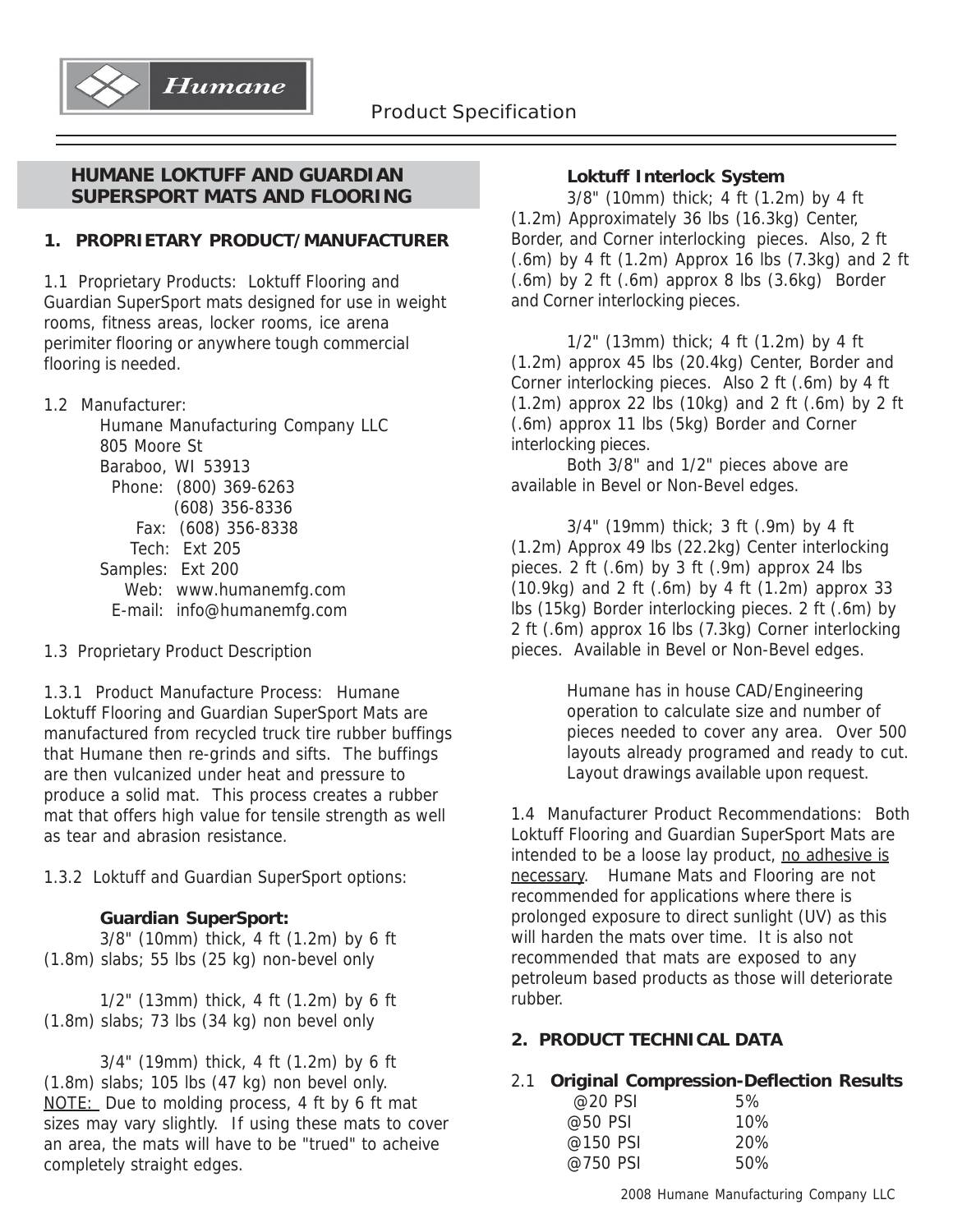# HUMANE LOKTUFF AND GUARDIAN SUPERSPORT MATS AND FLOORING

## 1. PROPRIETARY PRODUCT/MANUFACTURER

1.1 Proprietary Products: Loktuff Flooring and Guardian SuperSport mats designed for use in weight rooms, fitness areas, locker rooms, ice arena perimiter flooring or anywhere tough commercial flooring is needed.

1.2 Manufacturer:

Humane Manufacturing Company LLC
805 Moore St
Baraboo, WI 53913
Phone: (800) 369-6263
(608) 356-8336
Fax: (608) 356-8338
Tech: Ext 205
Samples: Ext 200
Web: www.humanemfg.com
E-mail: info@humanemfg.com

1.3 Proprietary Product Description

1.3.1 Product Manufacture Process: Humane Loktuff Flooring and Guardian SuperSport Mats are manufactured from recycled truck tire rubber buffings that Humane then re-grinds and sifts. The buffings are then vulcanized under heat and pressure to produce a solid mat. This process creates a rubber mat that offers high value for tensile strength as well as tear and abrasion resistance.

1.3.2 Loktuff and Guardian SuperSport options:

**Guardian SuperSport:**

3/8" (10mm) thick, 4 ft (1.2m) by 6 ft (1.8m) slabs; 55 lbs (25 kg) non-bevel only

1/2" (13mm) thick, 4 ft (1.2m) by 6 ft (1.8m) slabs; 73 lbs (34 kg) non bevel only

3/4" (19mm) thick, 4 ft (1.2m) by 6 ft (1.8m) slabs; 105 lbs (47 kg) non bevel only. <u>NOTE:</u> Due to molding process, 4 ft by 6 ft mat sizes may vary slightly. If using these mats to cover an area, the mats will have to be "trued" to acheive completely straight edges.

**Loktuff Interlock System**

3/8" (10mm) thick; 4 ft (1.2m) by 4 ft (1.2m) Approximately 36 lbs (16.3kg) Center, Border, and Corner interlocking pieces. Also, 2 ft (.6m) by 4 ft (1.2m) Approx 16 lbs (7.3kg) and 2 ft (.6m) by 2 ft (.6m) approx 8 lbs (3.6kg) Border and Corner interlocking pieces.

1/2" (13mm) thick; 4 ft (1.2m) by 4 ft (1.2m) approx 45 lbs (20.4kg) Center, Border and Corner interlocking pieces. Also 2 ft (.6m) by 4 ft (1.2m) approx 22 lbs (10kg) and 2 ft (.6m) by 2 ft (.6m) approx 11 lbs (5kg) Border and Corner interlocking pieces.

Both 3/8" and 1/2" pieces above are available in Bevel or Non-Bevel edges.

3/4" (19mm) thick; 3 ft (.9m) by 4 ft (1.2m) Approx 49 lbs (22.2kg) Center interlocking pieces. 2 ft (.6m) by 3 ft (.9m) approx 24 lbs (10.9kg) and 2 ft (.6m) by 4 ft (1.2m) approx 33 lbs (15kg) Border interlocking pieces. 2 ft (.6m) by 2 ft (.6m) approx 16 lbs (7.3kg) Corner interlocking pieces. Available in Bevel or Non-Bevel edges.

Humane has in house CAD/Engineering operation to calculate size and number of pieces needed to cover any area. Over 500 layouts already programed and ready to cut. Layout drawings available upon request.

1.4 Manufacturer Product Recommendations: Both Loktuff Flooring and Guardian SuperSport Mats are intended to be a loose lay product, <u>no adhesive is necessary</u>. Humane Mats and Flooring are not recommended for applications where there is prolonged exposure to direct sunlight (UV) as this will harden the mats over time. It is also not recommended that mats are exposed to any petroleum based products as those will deteriorate rubber.

## 2. PRODUCT TECHNICAL DATA

2.1 **Original Compression-Deflection Results**

| | |
|---|---|
| @20 PSI | 5% |
| @50 PSI | 10% |
| @150 PSI | 20% |
| @750 PSI | 50% |

2008 Humane Manufacturing Company LLC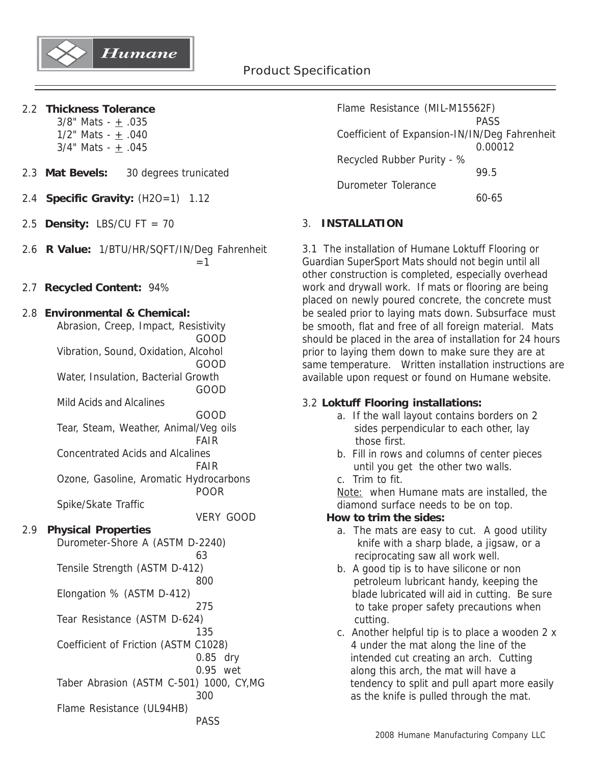Product Specification

2.2 **Thickness Tolerance**

3/8" Mats - ± .035
1/2" Mats - ± .040
3/4" Mats - ± .045

2.3 **Mat Bevels:** 30 degrees truncated

2.4 **Specific Gravity:** (H2O=1) 1.12

2.5 **Density:** LBS/CU FT = 70

2.6 **R Value:** 1/BTU/HR/SQFT/IN/Deg Fahrenheit =1

2.7 **Recycled Content:** 94%

2.8 **Environmental & Chemical:**

| Property | Rating |
|---|---|
| Abrasion, Creep, Impact, Resistivity | GOOD |
| Vibration, Sound, Oxidation, Alcohol | GOOD |
| Water, Insulation, Bacterial Growth | GOOD |
| Mild Acids and Alcalines | GOOD |
| Tear, Steam, Weather, Animal/Veg oils | FAIR |
| Concentrated Acids and Alcalines | FAIR |
| Ozone, Gasoline, Aromatic Hydrocarbons | POOR |
| Spike/Skate Traffic | VERY GOOD |

2.9 **Physical Properties**

| Property | Value |
|---|---|
| Durometer-Shore A (ASTM D-2240) | 63 |
| Tensile Strength (ASTM D-412) | 800 |
| Elongation % (ASTM D-412) | 275 |
| Tear Resistance (ASTM D-624) | 135 |
| Coefficient of Friction (ASTM C1028) | 0.85 dry<br>0.95 wet |
| Taber Abrasion (ASTM C-501) 1000, CY,MG | 300 |
| Flame Resistance (UL94HB) | PASS |
| Flame Resistance (MIL-M15562F) | PASS |
| Coefficient of Expansion-IN/IN/Deg Fahrenheit | 0.00012 |
| Recycled Rubber Purity - % | 99.5 |
| Durometer Tolerance | 60-65 |

## 3. INSTALLATION

3.1 The installation of Humane Loktuff Flooring or Guardian SuperSport Mats should not begin until all other construction is completed, especially overhead work and drywall work. If mats or flooring are being placed on newly poured concrete, the concrete must be sealed prior to laying mats down. Subsurface must be smooth, flat and free of all foreign material. Mats should be placed in the area of installation for 24 hours prior to laying them down to make sure they are at same temperature. Written installation instructions are available upon request or found on Humane website.

3.2 **Loktuff Flooring installations:**

a. If the wall layout contains borders on 2 sides perpendicular to each other, lay those first.
b. Fill in rows and columns of center pieces until you get the other two walls.
c. Trim to fit.

Note: when Humane mats are installed, the diamond surface needs to be on top.

**How to trim the sides:**

a. The mats are easy to cut. A good utility knife with a sharp blade, a jigsaw, or a reciprocating saw all work well.
b. A good tip is to have silicone or non petroleum lubricant handy, keeping the blade lubricated will aid in cutting. Be sure to take proper safety precautions when cutting.
c. Another helpful tip is to place a wooden 2 x 4 under the mat along the line of the intended cut creating an arch. Cutting along this arch, the mat will have a tendency to split and pull apart more easily as the knife is pulled through the mat.

2008 Humane Manufacturing Company LLC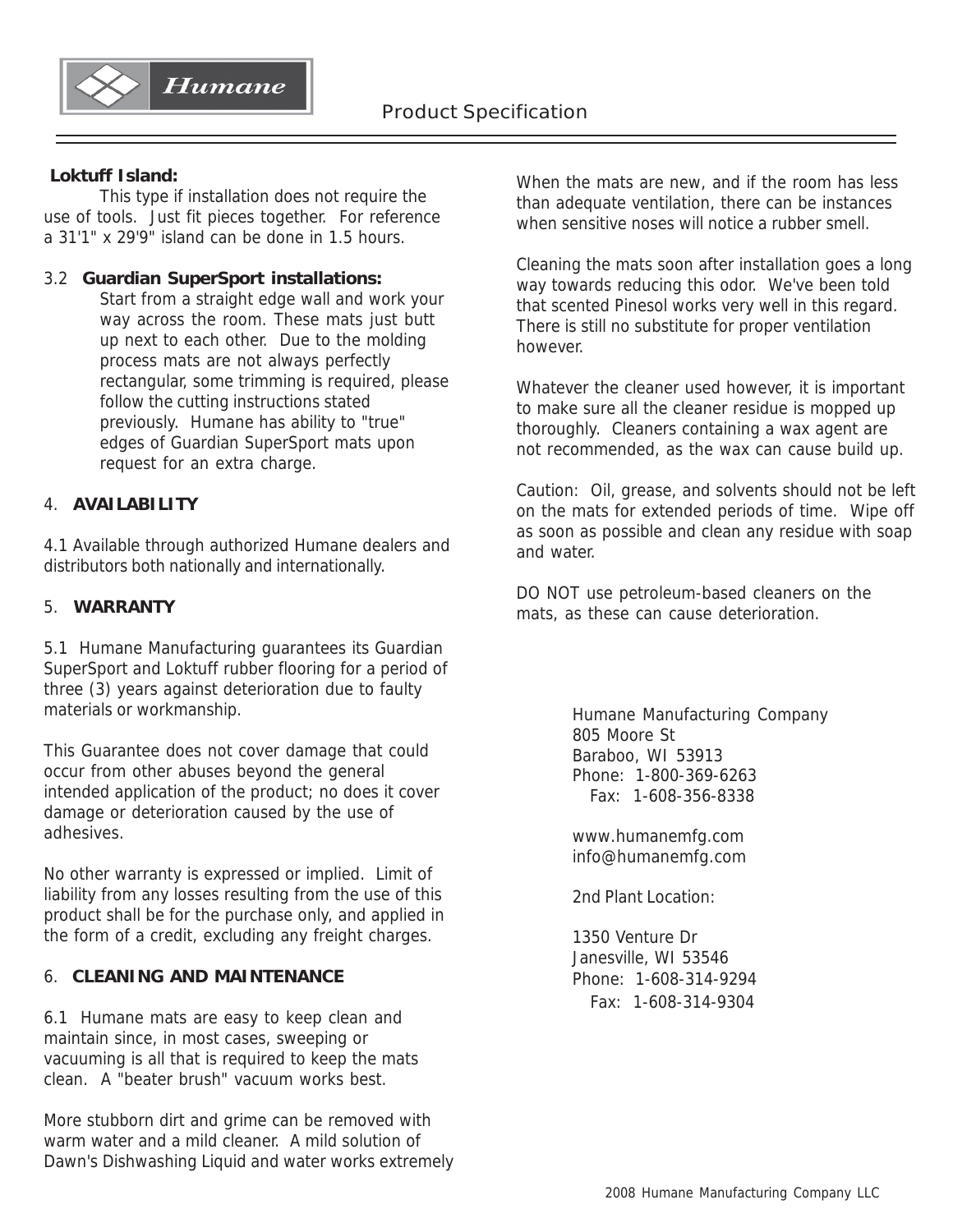**Loktuff Island:**

This type if installation does not require the use of tools. Just fit pieces together. For reference a 31'1" x 29'9" island can be done in 1.5 hours.

3.2 **Guardian SuperSport installations:**

Start from a straight edge wall and work your way across the room. These mats just butt up next to each other. Due to the molding process mats are not always perfectly rectangular, some trimming is required, please follow the cutting instructions stated previously. Humane has ability to "true" edges of Guardian SuperSport mats upon request for an extra charge.

## 4. AVAILABILITY

4.1 Available through authorized Humane dealers and distributors both nationally and internationally.

## 5. WARRANTY

5.1 Humane Manufacturing guarantees its Guardian SuperSport and Loktuff rubber flooring for a period of three (3) years against deterioration due to faulty materials or workmanship.

This Guarantee does not cover damage that could occur from other abuses beyond the general intended application of the product; no does it cover damage or deterioration caused by the use of adhesives.

No other warranty is expressed or implied. Limit of liability from any losses resulting from the use of this product shall be for the purchase only, and applied in the form of a credit, excluding any freight charges.

## 6. CLEANING AND MAINTENANCE

6.1 Humane mats are easy to keep clean and maintain since, in most cases, sweeping or vacuuming is all that is required to keep the mats clean. A "beater brush" vacuum works best.

More stubborn dirt and grime can be removed with warm water and a mild cleaner. A mild solution of Dawn's Dishwashing Liquid and water works extremely

When the mats are new, and if the room has less than adequate ventilation, there can be instances when sensitive noses will notice a rubber smell.

Cleaning the mats soon after installation goes a long way towards reducing this odor. We've been told that scented Pinesol works very well in this regard. There is still no substitute for proper ventilation however.

Whatever the cleaner used however, it is important to make sure all the cleaner residue is mopped up thoroughly. Cleaners containing a wax agent are not recommended, as the wax can cause build up.

Caution: Oil, grease, and solvents should not be left on the mats for extended periods of time. Wipe off as soon as possible and clean any residue with soap and water.

DO NOT use petroleum-based cleaners on the mats, as these can cause deterioration.

Humane Manufacturing Company
805 Moore St
Baraboo, WI 53913
Phone: 1-800-369-6263
Fax: 1-608-356-8338

www.humanemfg.com
info@humanemfg.com

2nd Plant Location:

1350 Venture Dr
Janesville, WI 53546
Phone: 1-608-314-9294
Fax: 1-608-314-9304

2008 Humane Manufacturing Company LLC